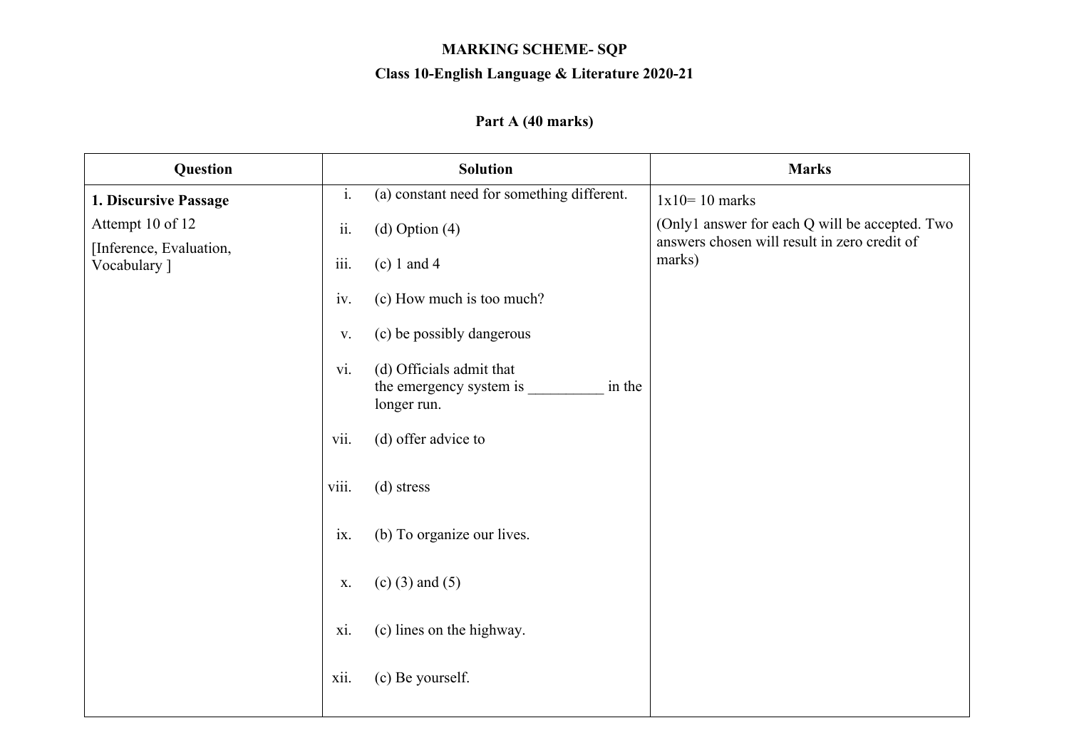**MARKING SCHEME- SQP**

**Class 10-English Language & Literature 2020-21**

**Part A (40 marks)**

| Question | Solution | Marks |
|---|---|---|
| **1. Discursive Passage**<br>Attempt 10 of 12<br>[Inference, Evaluation, Vocabulary ] | i. (a) constant need for something different.<br>ii. (d) Option (4)<br>iii. (c) 1 and 4<br>iv. (c) How much is too much?<br>v. (c) be possibly dangerous<br>vi. (d) Officials admit that the emergency system is __________ in the longer run.<br>vii. (d) offer advice to<br>viii. (d) stress<br>ix. (b) To organize our lives.<br>x. (c) (3) and (5)<br>xi. (c) lines on the highway.<br>xii. (c) Be yourself. | 1x10= 10 marks<br>(Only1 answer for each Q will be accepted. Two answers chosen will result in zero credit of marks) |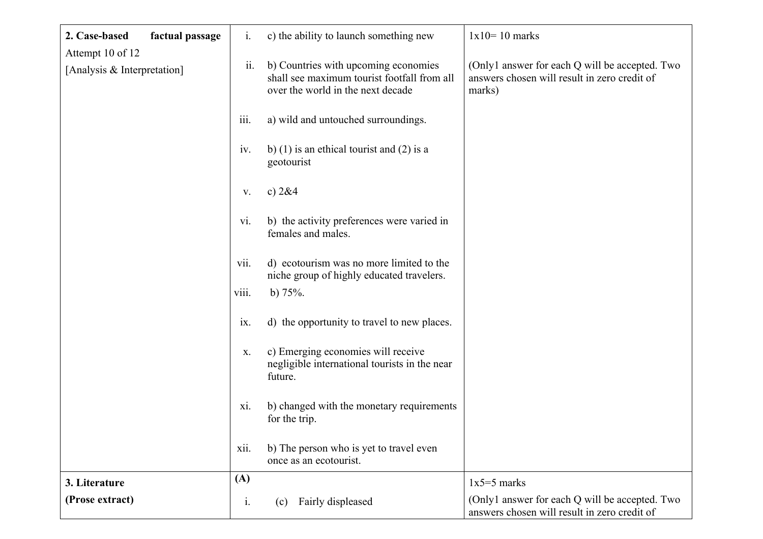| | | |
|---|---|---|
| **2. Case-based factual passage**<br>Attempt 10 of 12<br>[Analysis & Interpretation] | i. c) the ability to launch something new<br><br>ii. b) Countries with upcoming economies shall see maximum tourist footfall from all over the world in the next decade<br><br>iii. a) wild and untouched surroundings.<br><br>iv. b) (1) is an ethical tourist and (2) is a geotourist<br><br>v. c) 2&4<br><br>vi. b) the activity preferences were varied in females and males.<br><br>vii. d) ecotourism was no more limited to the niche group of highly educated travelers.<br><br>viii. b) 75%.<br><br>ix. d) the opportunity to travel to new places.<br><br>x. c) Emerging economies will receive negligible international tourists in the near future.<br><br>xi. b) changed with the monetary requirements for the trip.<br><br>xii. b) The person who is yet to travel even once as an ecotourist. | 1x10= 10 marks<br><br>(Only1 answer for each Q will be accepted. Two answers chosen will result in zero credit of marks) |
| **3. Literature**<br>**(Prose extract)** | **(A)**<br><br>i. (c) Fairly displeased | 1x5=5 marks<br><br>(Only1 answer for each Q will be accepted. Two answers chosen will result in zero credit of |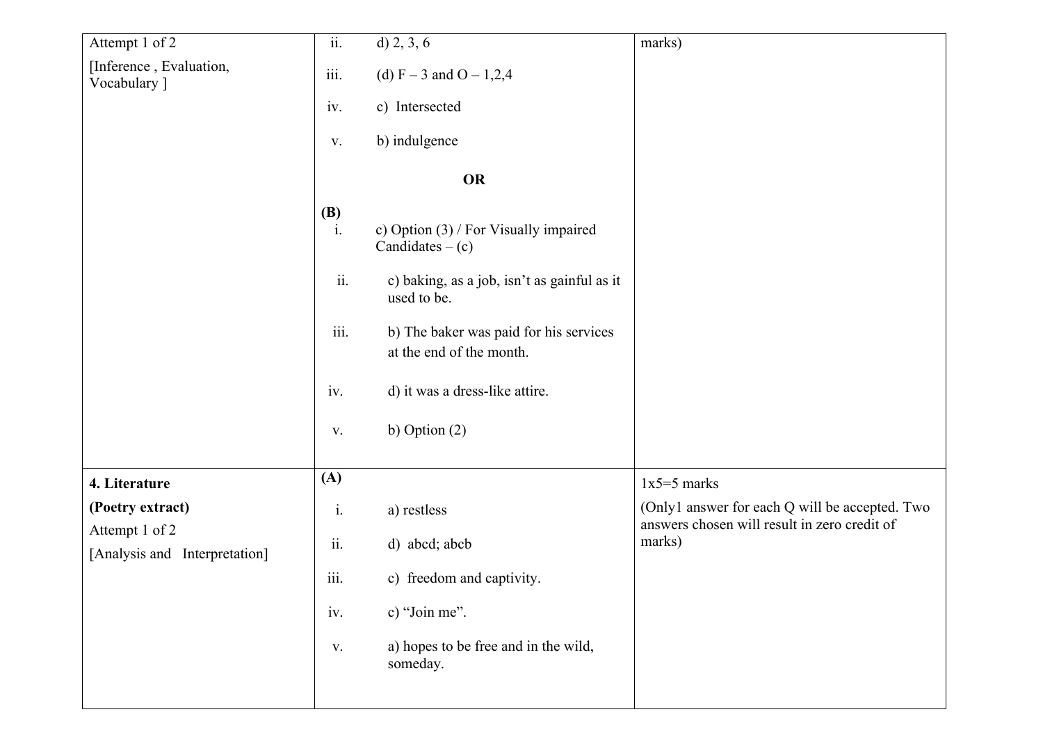| | | |
|---|---|---|
| Attempt 1 of 2<br>[Inference , Evaluation, Vocabulary ] | ii. d) 2, 3, 6<br>iii. (d) F – 3 and O – 1,2,4<br>iv. c) Intersected<br>v. b) indulgence<br>**OR**<br>**(B)**<br>i. c) Option (3) / For Visually impaired Candidates – (c)<br>ii. c) baking, as a job, isn't as gainful as it used to be.<br>iii. b) The baker was paid for his services at the end of the month.<br>iv. d) it was a dress-like attire.<br>v. b) Option (2) | marks) |
| **4. Literature**<br>**(Poetry extract)**<br>Attempt 1 of 2<br>[Analysis and Interpretation] | **(A)**<br>i. a) restless<br>ii. d) abcd; abcb<br>iii. c) freedom and captivity.<br>iv. c) "Join me".<br>v. a) hopes to be free and in the wild, someday. | 1x5=5 marks<br>(Only1 answer for each Q will be accepted. Two answers chosen will result in zero credit of marks) |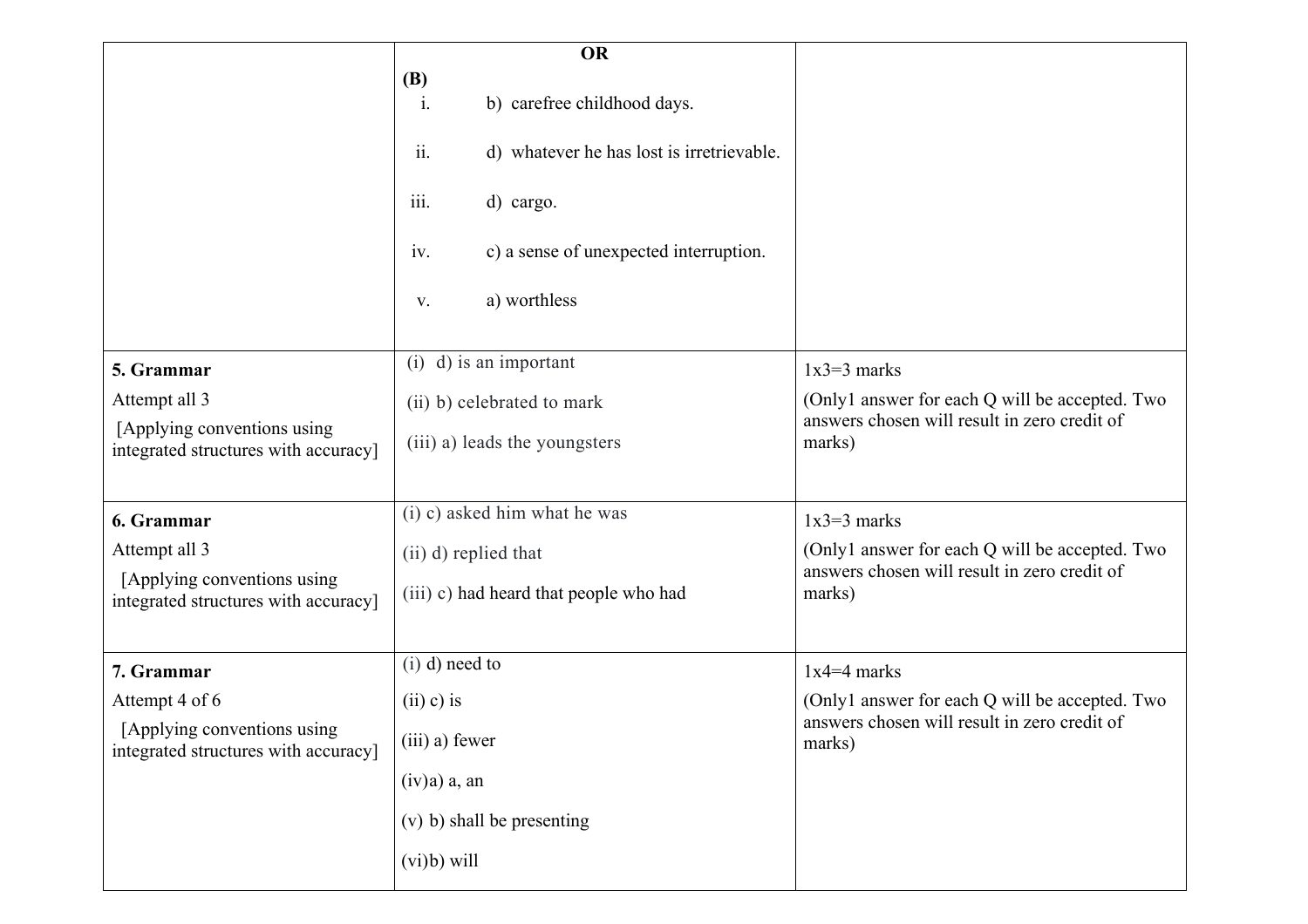| | | |
|---|---|---|
| | **OR**<br>**(B)**<br>i. b) carefree childhood days.<br>ii. d) whatever he has lost is irretrievable.<br>iii. d) cargo.<br>iv. c) a sense of unexpected interruption.<br>v. a) worthless | |
| **5. Grammar**<br>Attempt all 3<br>[Applying conventions using integrated structures with accuracy] | (i) d) is an important<br>(ii) b) celebrated to mark<br>(iii) a) leads the youngsters | 1x3=3 marks<br>(Only1 answer for each Q will be accepted. Two answers chosen will result in zero credit of marks) |
| **6. Grammar**<br>Attempt all 3<br>[Applying conventions using integrated structures with accuracy] | (i) c) asked him what he was<br>(ii) d) replied that<br>(iii) c) had heard that people who had | 1x3=3 marks<br>(Only1 answer for each Q will be accepted. Two answers chosen will result in zero credit of marks) |
| **7. Grammar**<br>Attempt 4 of 6<br>[Applying conventions using integrated structures with accuracy] | (i) d) need to<br>(ii) c) is<br>(iii) a) fewer<br>(iv)a) a, an<br>(v) b) shall be presenting<br>(vi)b) will | 1x4=4 marks<br>(Only1 answer for each Q will be accepted. Two answers chosen will result in zero credit of marks) |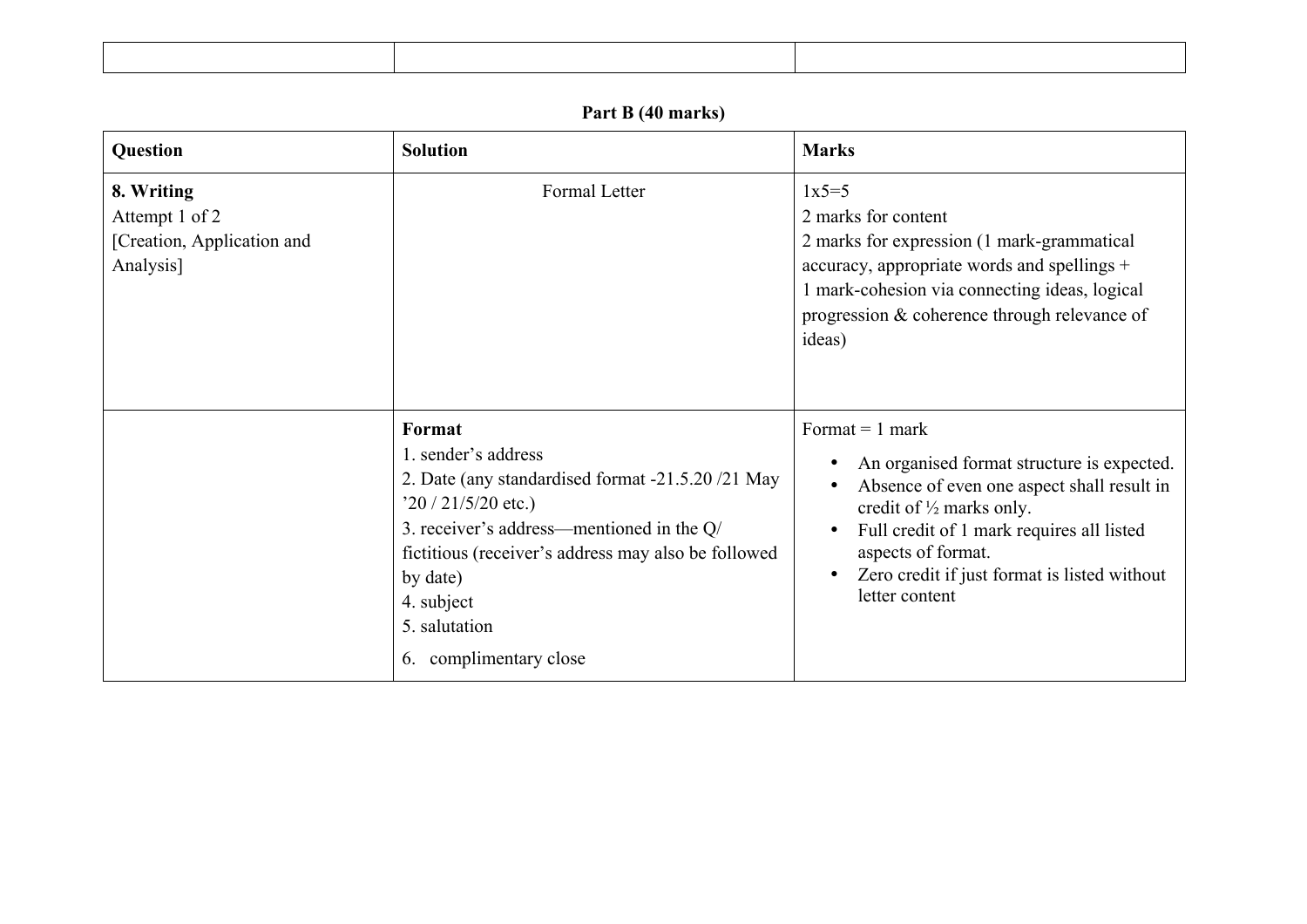| | | |
|---|---|---|
| | | |

**Part B (40 marks)**

| **Question** | **Solution** | **Marks** |
|---|---|---|
| **8. Writing**<br>Attempt 1 of 2<br>[Creation, Application and Analysis] | Formal Letter | 1x5=5<br>2 marks for content<br>2 marks for expression (1 mark-grammatical accuracy, appropriate words and spellings +<br>1 mark-cohesion via connecting ideas, logical progression & coherence through relevance of ideas) |
| | **Format**<br>1. sender's address<br>2. Date (any standardised format -21.5.20 /21 May '20 / 21/5/20 etc.)<br>3. receiver's address—mentioned in the Q/ fictitious (receiver's address may also be followed by date)<br>4. subject<br>5. salutation<br>6. complimentary close | Format = 1 mark<br>• An organised format structure is expected.<br>• Absence of even one aspect shall result in credit of ½ marks only.<br>• Full credit of 1 mark requires all listed aspects of format.<br>• Zero credit if just format is listed without letter content |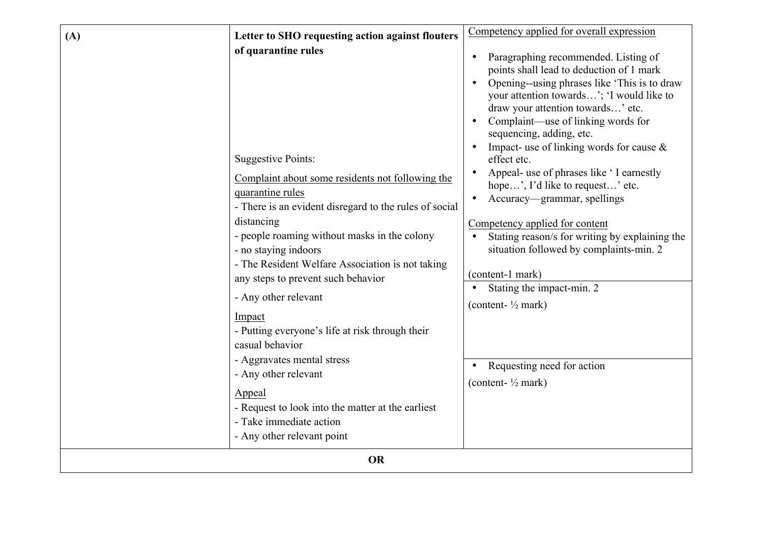| (A) | Letter to SHO requesting action against flouters of quarantine rules<br><br>Suggestive Points:<br><br>Complaint about some residents not following the quarantine rules<br>- There is an evident disregard to the rules of social distancing<br>- people roaming without masks in the colony<br>- no staying indoors<br>- The Resident Welfare Association is not taking any steps to prevent such behavior<br>- Any other relevant | Competency applied for overall expression<br><br>• Paragraphing recommended. Listing of points shall lead to deduction of 1 mark<br>• Opening--using phrases like 'This is to draw your attention towards…'; 'I would like to draw your attention towards…' etc.<br>• Complaint—use of linking words for sequencing, adding, etc.<br>• Impact- use of linking words for cause & effect etc.<br>• Appeal- use of phrases like ' I earnestly hope…', I'd like to request…' etc.<br>• Accuracy—grammar, spellings<br><br>Competency applied for content<br>• Stating reason/s for writing by explaining the situation followed by complaints-min. 2<br><br>(content-1 mark) |
|---|---|---|
| | Impact<br>- Putting everyone's life at risk through their casual behavior<br>- Aggravates mental stress<br>- Any other relevant | • Stating the impact-min. 2<br>(content- ½ mark) |
| | Appeal<br>- Request to look into the matter at the earliest<br>- Take immediate action<br>- Any other relevant point | • Requesting need for action<br>(content- ½ mark) |

**OR**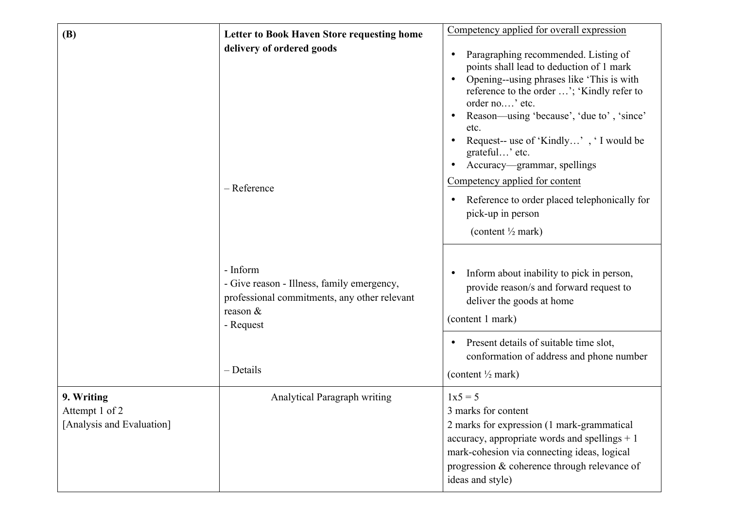| | | |
|---|---|---|
| **(B)** | **Letter to Book Haven Store requesting home delivery of ordered goods**<br><br>– Reference | Competency applied for overall expression<br>• Paragraphing recommended. Listing of points shall lead to deduction of 1 mark<br>• Opening--using phrases like 'This is with reference to the order …'; 'Kindly refer to order no.…' etc.<br>• Reason—using 'because', 'due to' , 'since' etc.<br>• Request-- use of 'Kindly…' , ' I would be grateful…' etc.<br>• Accuracy—grammar, spellings<br>Competency applied for content<br>• Reference to order placed telephonically for pick-up in person<br>(content ½ mark) |
| | - Inform<br>- Give reason - Illness, family emergency, professional commitments, any other relevant reason &<br>- Request | • Inform about inability to pick in person, provide reason/s and forward request to deliver the goods at home<br>(content 1 mark) |
| | – Details | • Present details of suitable time slot, conformation of address and phone number<br>(content ½ mark) |
| **9. Writing**<br>Attempt 1 of 2<br>[Analysis and Evaluation] | Analytical Paragraph writing | 1x5 = 5<br>3 marks for content<br>2 marks for expression (1 mark-grammatical accuracy, appropriate words and spellings + 1 mark-cohesion via connecting ideas, logical progression & coherence through relevance of ideas and style) |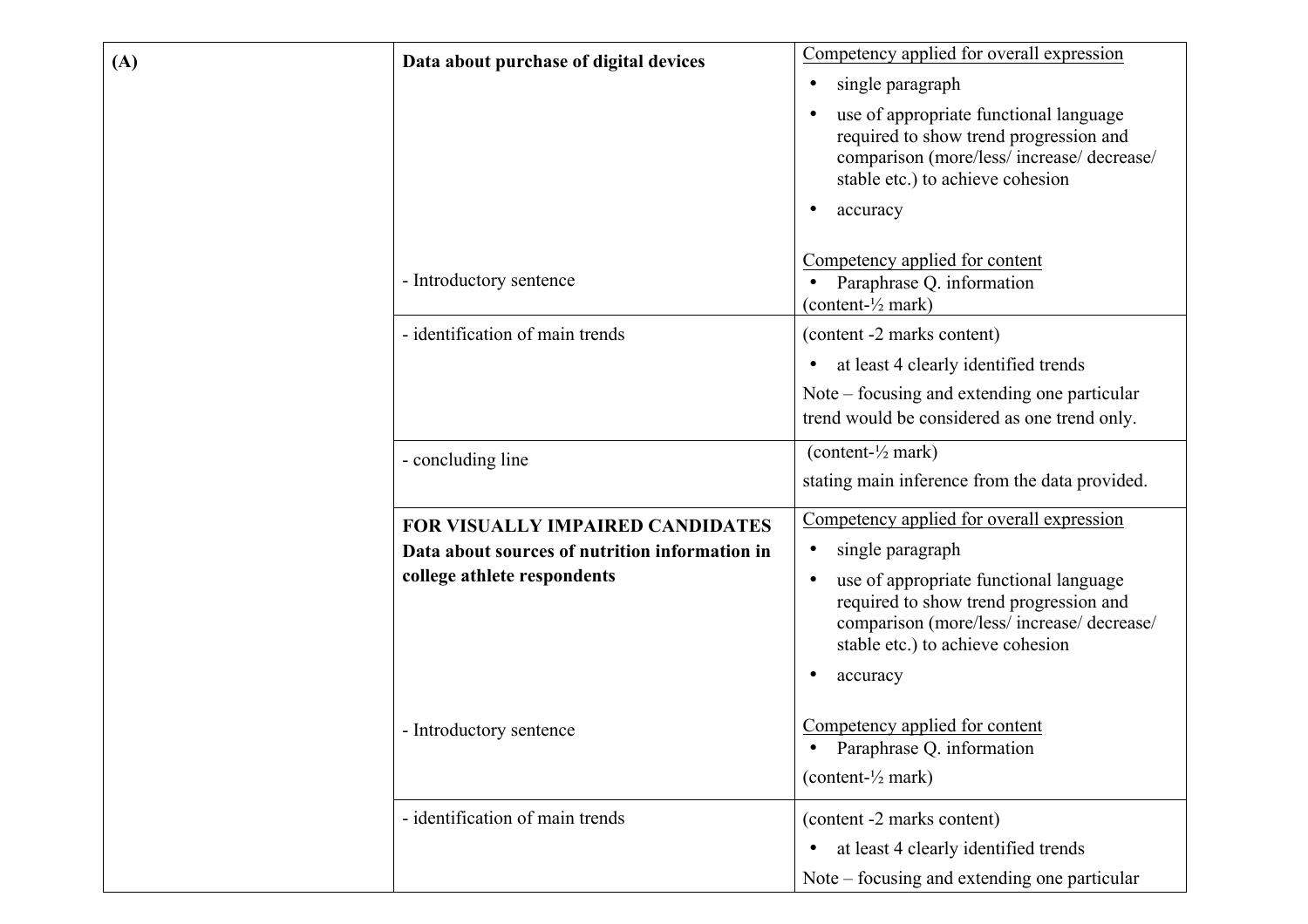| (A) | **Data about purchase of digital devices** | Competency applied for overall expression<br>• single paragraph<br>• use of appropriate functional language required to show trend progression and comparison (more/less/ increase/ decrease/ stable etc.) to achieve cohesion<br>• accuracy |
|---|---|---|
| | - Introductory sentence | Competency applied for content<br>• Paraphrase Q. information<br>(content-½ mark) |
| | - identification of main trends | (content -2 marks content)<br>• at least 4 clearly identified trends<br>Note – focusing and extending one particular trend would be considered as one trend only. |
| | - concluding line | (content-½ mark)<br>stating main inference from the data provided. |
| | **FOR VISUALLY IMPAIRED CANDIDATES**<br>**Data about sources of nutrition information in college athlete respondents** | Competency applied for overall expression<br>• single paragraph<br>• use of appropriate functional language required to show trend progression and comparison (more/less/ increase/ decrease/ stable etc.) to achieve cohesion<br>• accuracy |
| | - Introductory sentence | Competency applied for content<br>• Paraphrase Q. information<br>(content-½ mark) |
| | - identification of main trends | (content -2 marks content)<br>• at least 4 clearly identified trends<br>Note – focusing and extending one particular |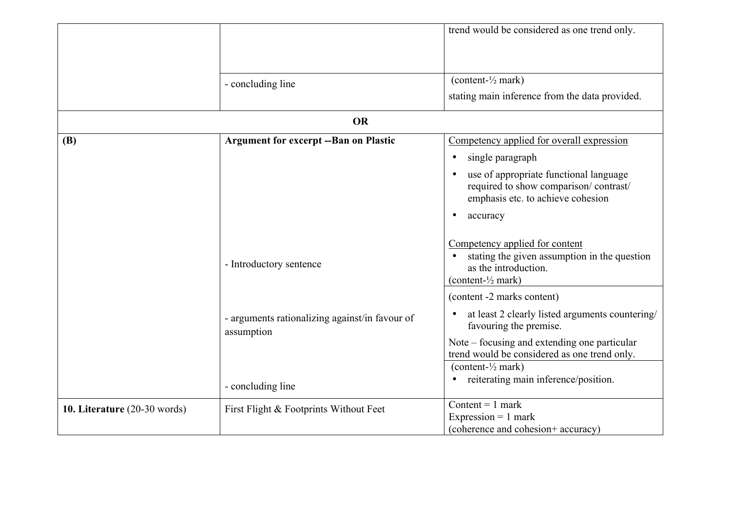| | | |
|---|---|---|
| | | trend would be considered as one trend only. |
| | - concluding line | (content-½ mark)<br>stating main inference from the data provided. |
| **OR** | | |
| **(B)** | **Argument for excerpt --Ban on Plastic** | Competency applied for overall expression<br>• single paragraph<br>• use of appropriate functional language required to show comparison/ contrast/ emphasis etc. to achieve cohesion<br>• accuracy |
| | - Introductory sentence | Competency applied for content<br>• stating the given assumption in the question as the introduction.<br>(content-½ mark) |
| | - arguments rationalizing against/in favour of assumption | (content -2 marks content)<br>• at least 2 clearly listed arguments countering/ favouring the premise.<br>Note – focusing and extending one particular trend would be considered as one trend only. |
| | - concluding line | (content-½ mark)<br>• reiterating main inference/position. |
| **10. Literature** (20-30 words) | First Flight & Footprints Without Feet | Content = 1 mark<br>Expression = 1 mark<br>(coherence and cohesion+ accuracy) |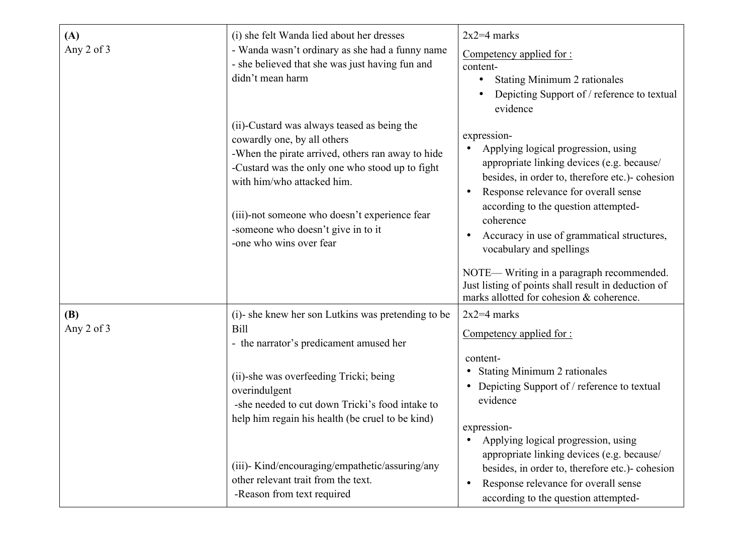| (A) Any 2 of 3 | (i) she felt Wanda lied about her dresses<br>- Wanda wasn't ordinary as she had a funny name<br>- she believed that she was just having fun and didn't mean harm<br><br>(ii)-Custard was always teased as being the cowardly one, by all others<br>-When the pirate arrived, others ran away to hide<br>-Custard was the only one who stood up to fight with him/who attacked him.<br><br>(iii)-not someone who doesn't experience fear<br>-someone who doesn't give in to it<br>-one who wins over fear | 2x2=4 marks<br><br>Competency applied for :<br>content-<br>• Stating Minimum 2 rationales<br>• Depicting Support of / reference to textual evidence<br><br>expression-<br>• Applying logical progression, using appropriate linking devices (e.g. because/ besides, in order to, therefore etc.)- cohesion<br>• Response relevance for overall sense according to the question attempted- coherence<br>• Accuracy in use of grammatical structures, vocabulary and spellings<br><br>NOTE— Writing in a paragraph recommended. Just listing of points shall result in deduction of marks allotted for cohesion & coherence. |
|---|---|---|
| (B) Any 2 of 3 | (i)- she knew her son Lutkins was pretending to be Bill<br>- the narrator's predicament amused her<br><br>(ii)-she was overfeeding Tricki; being overindulgent<br>-she needed to cut down Tricki's food intake to help him regain his health (be cruel to be kind)<br><br>(iii)- Kind/encouraging/empathetic/assuring/any other relevant trait from the text.<br>-Reason from text required | 2x2=4 marks<br><br>Competency applied for :<br><br>content-<br>• Stating Minimum 2 rationales<br>• Depicting Support of / reference to textual evidence<br><br>expression-<br>• Applying logical progression, using appropriate linking devices (e.g. because/ besides, in order to, therefore etc.)- cohesion<br>• Response relevance for overall sense according to the question attempted- |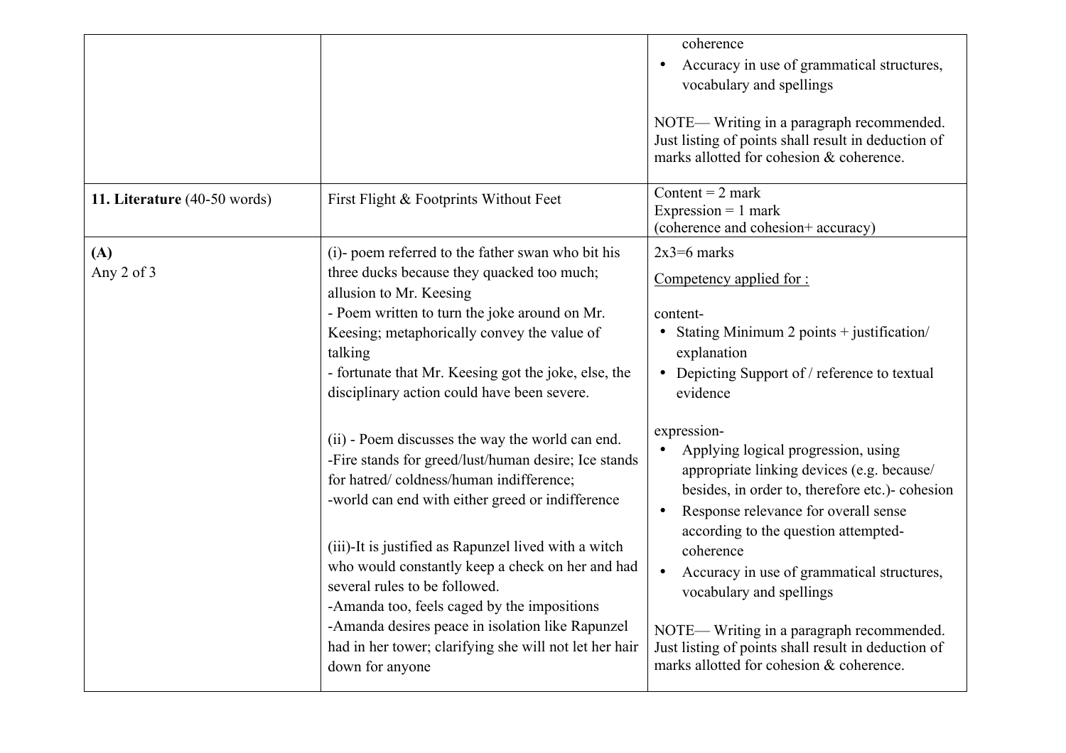| | | |
|---|---|---|
| | | coherence<br>• Accuracy in use of grammatical structures, vocabulary and spellings<br><br>NOTE— Writing in a paragraph recommended. Just listing of points shall result in deduction of marks allotted for cohesion & coherence. |
| **11. Literature** (40-50 words) | First Flight & Footprints Without Feet | Content = 2 mark<br>Expression = 1 mark<br>(coherence and cohesion+ accuracy) |
| **(A)**<br>Any 2 of 3 | (i)- poem referred to the father swan who bit his three ducks because they quacked too much; allusion to Mr. Keesing<br>- Poem written to turn the joke around on Mr. Keesing; metaphorically convey the value of talking<br>- fortunate that Mr. Keesing got the joke, else, the disciplinary action could have been severe.<br><br>(ii) - Poem discusses the way the world can end.<br>-Fire stands for greed/lust/human desire; Ice stands for hatred/ coldness/human indifference;<br>-world can end with either greed or indifference<br><br>(iii)-It is justified as Rapunzel lived with a witch who would constantly keep a check on her and had several rules to be followed.<br>-Amanda too, feels caged by the impositions<br>-Amanda desires peace in isolation like Rapunzel had in her tower; clarifying she will not let her hair down for anyone | 2x3=6 marks<br><br>Competency applied for :<br><br>content-<br>• Stating Minimum 2 points + justification/ explanation<br>• Depicting Support of / reference to textual evidence<br><br>expression-<br>• Applying logical progression, using appropriate linking devices (e.g. because/ besides, in order to, therefore etc.)- cohesion<br>• Response relevance for overall sense according to the question attempted- coherence<br>• Accuracy in use of grammatical structures, vocabulary and spellings<br><br>NOTE— Writing in a paragraph recommended. Just listing of points shall result in deduction of marks allotted for cohesion & coherence. |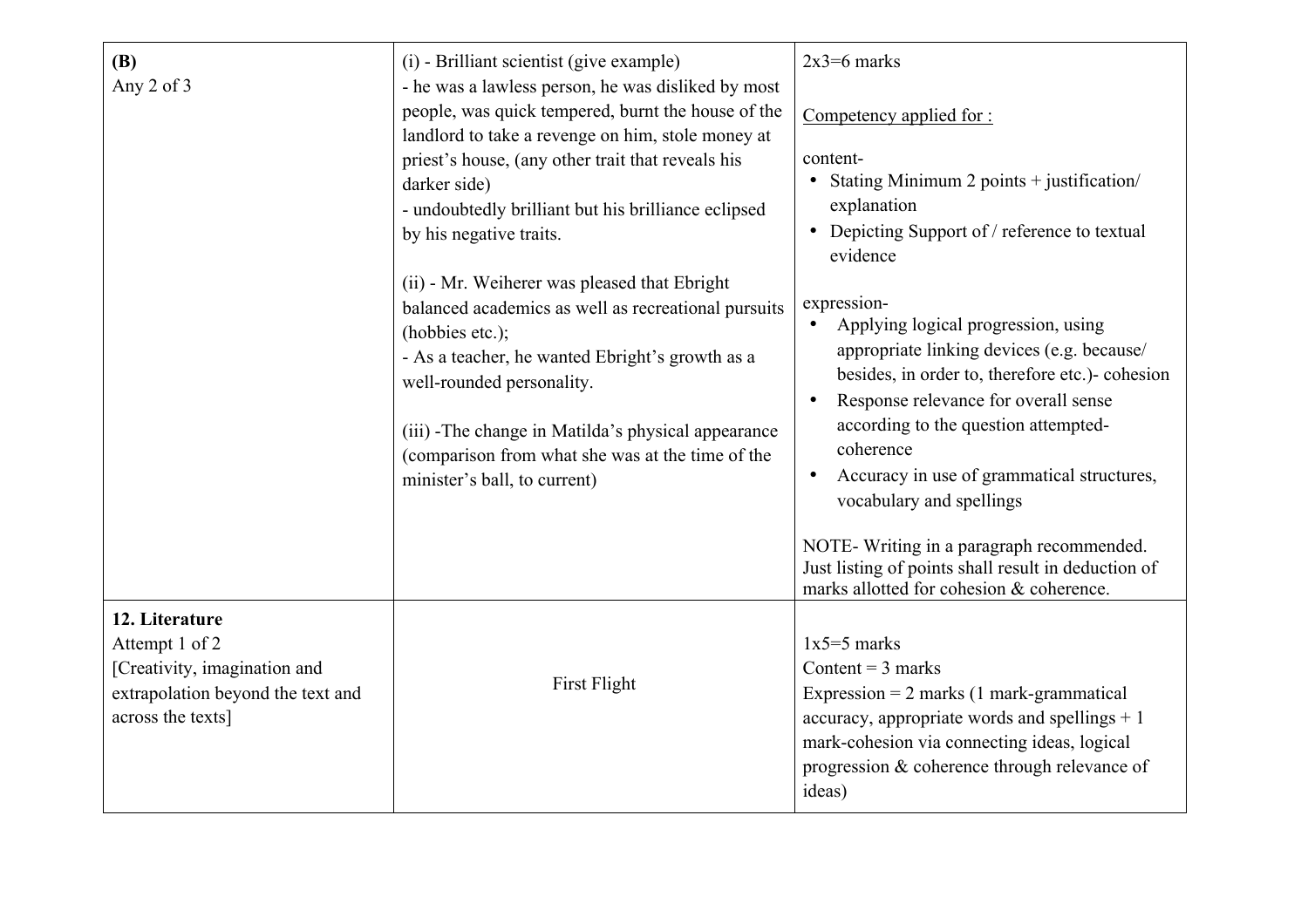| | | |
|---|---|---|
| **(B)**<br>Any 2 of 3 | (i) - Brilliant scientist (give example)<br>- he was a lawless person, he was disliked by most people, was quick tempered, burnt the house of the landlord to take a revenge on him, stole money at priest's house, (any other trait that reveals his darker side)<br>- undoubtedly brilliant but his brilliance eclipsed by his negative traits.<br><br>(ii) - Mr. Weiherer was pleased that Ebright balanced academics as well as recreational pursuits (hobbies etc.);<br>- As a teacher, he wanted Ebright's growth as a well-rounded personality.<br><br>(iii) -The change in Matilda's physical appearance (comparison from what she was at the time of the minister's ball, to current) | 2x3=6 marks<br><br><u>Competency applied for :</u><br><br>content-<br>• Stating Minimum 2 points + justification/ explanation<br>• Depicting Support of / reference to textual evidence<br><br>expression-<br>• Applying logical progression, using appropriate linking devices (e.g. because/ besides, in order to, therefore etc.)- cohesion<br>• Response relevance for overall sense according to the question attempted- coherence<br>• Accuracy in use of grammatical structures, vocabulary and spellings<br><br>NOTE- Writing in a paragraph recommended. Just listing of points shall result in deduction of marks allotted for cohesion & coherence. |
| **12. Literature**<br>Attempt 1 of 2<br>[Creativity, imagination and extrapolation beyond the text and across the texts] | First Flight | 1x5=5 marks<br>Content = 3 marks<br>Expression = 2 marks (1 mark-grammatical accuracy, appropriate words and spellings + 1 mark-cohesion via connecting ideas, logical progression & coherence through relevance of ideas) |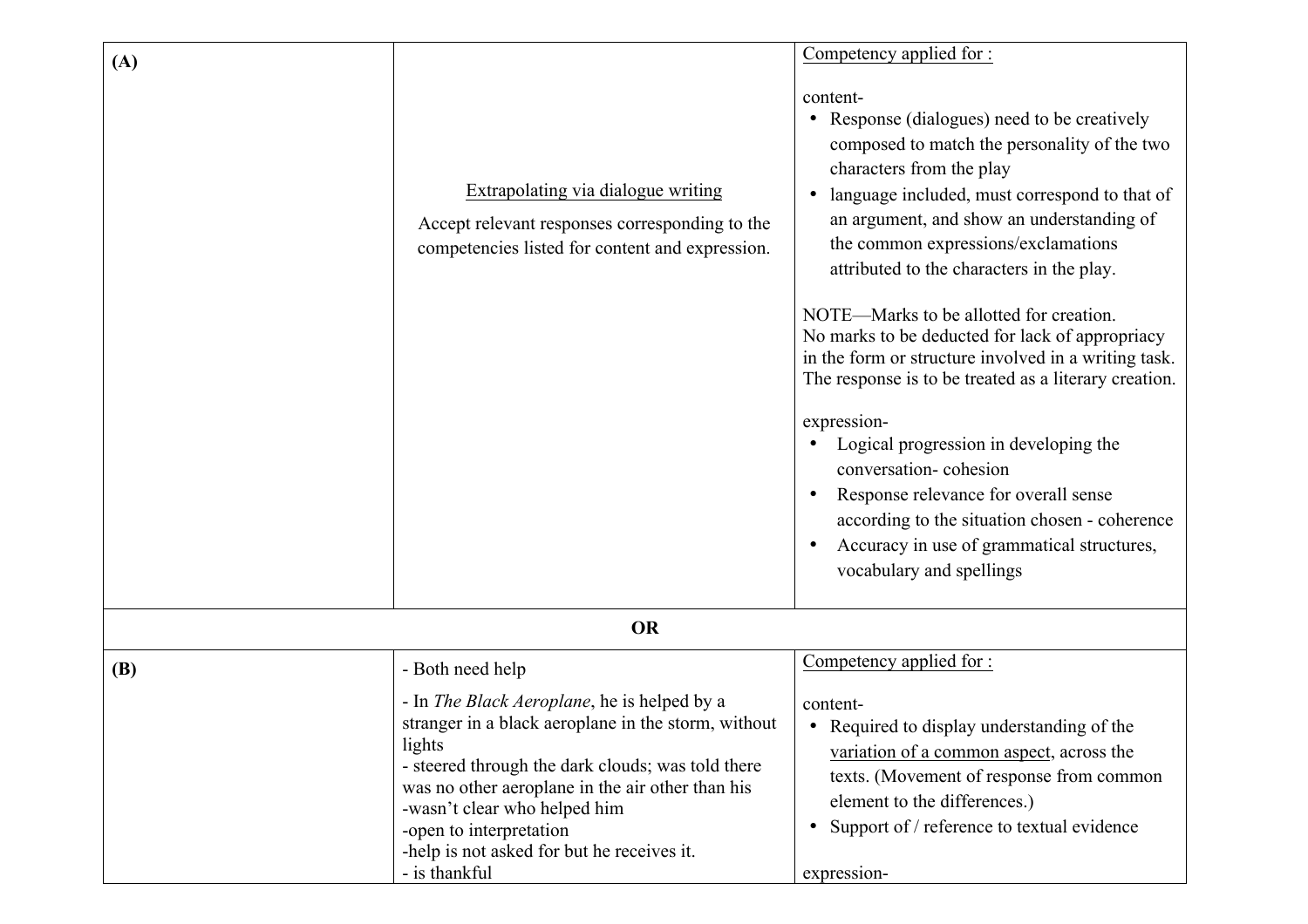| | | |
|---|---|---|
| **(A)** | <u>Extrapolating via dialogue writing</u><br><br>Accept relevant responses corresponding to the competencies listed for content and expression. | <u>Competency applied for :</u><br><br>content-<br>• Response (dialogues) need to be creatively composed to match the personality of the two characters from the play<br>• language included, must correspond to that of an argument, and show an understanding of the common expressions/exclamations attributed to the characters in the play.<br><br>NOTE—Marks to be allotted for creation.<br>No marks to be deducted for lack of appropriacy in the form or structure involved in a writing task. The response is to be treated as a literary creation.<br><br>expression-<br>• Logical progression in developing the conversation- cohesion<br>• Response relevance for overall sense according to the situation chosen - coherence<br>• Accuracy in use of grammatical structures, vocabulary and spellings |
| | **OR** | |
| **(B)** | - Both need help<br><br>- In *The Black Aeroplane*, he is helped by a stranger in a black aeroplane in the storm, without lights<br>- steered through the dark clouds; was told there was no other aeroplane in the air other than his<br>-wasn't clear who helped him<br>-open to interpretation<br>-help is not asked for but he receives it.<br>- is thankful | <u>Competency applied for :</u><br><br>content-<br>• Required to display understanding of the <u>variation of a common aspect</u>, across the texts. (Movement of response from common element to the differences.)<br>• Support of / reference to textual evidence<br><br>expression- |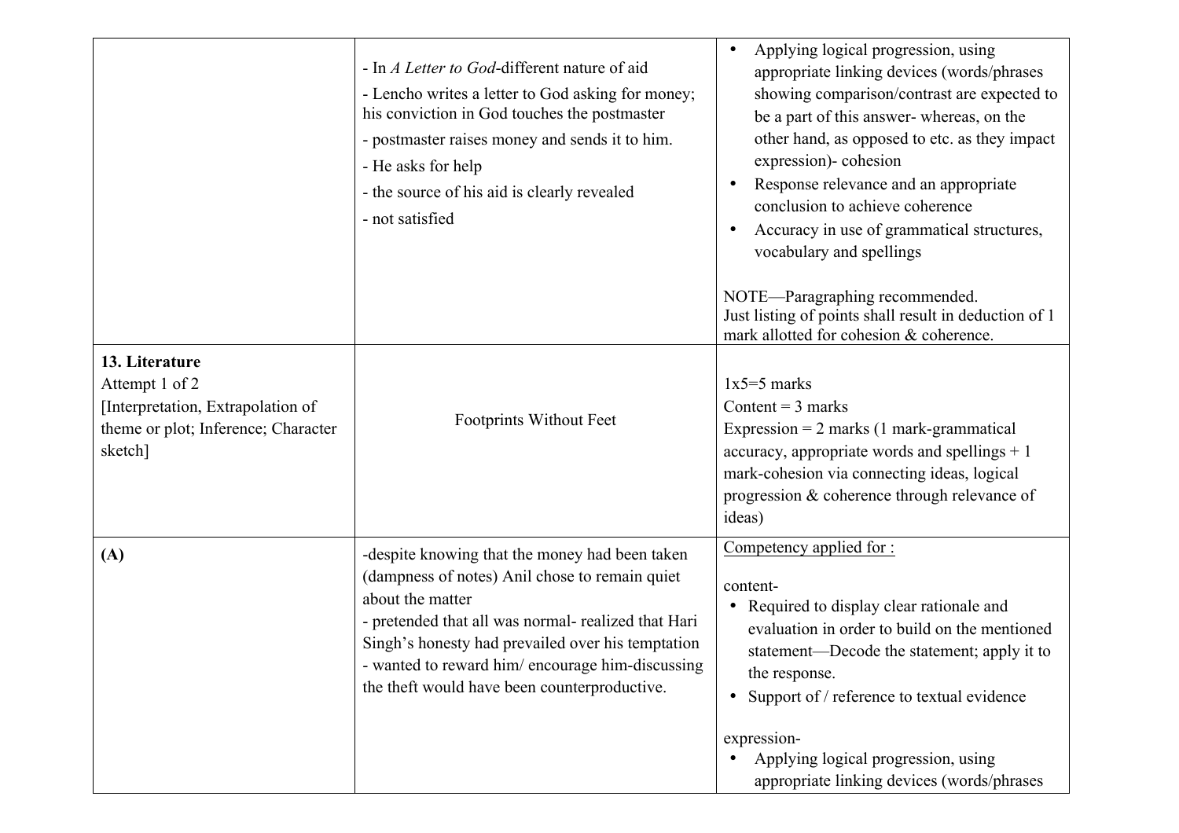| | | |
|---|---|---|
| | - In *A Letter to God*-different nature of aid<br>- Lencho writes a letter to God asking for money; his conviction in God touches the postmaster<br>- postmaster raises money and sends it to him.<br>- He asks for help<br>- the source of his aid is clearly revealed<br>- not satisfied | • Applying logical progression, using appropriate linking devices (words/phrases showing comparison/contrast are expected to be a part of this answer- whereas, on the other hand, as opposed to etc. as they impact expression)- cohesion<br>• Response relevance and an appropriate conclusion to achieve coherence<br>• Accuracy in use of grammatical structures, vocabulary and spellings<br><br>NOTE—Paragraphing recommended.<br>Just listing of points shall result in deduction of 1 mark allotted for cohesion & coherence. |
| **13. Literature**<br>Attempt 1 of 2<br>[Interpretation, Extrapolation of theme or plot; Inference; Character sketch] | Footprints Without Feet | 1x5=5 marks<br>Content = 3 marks<br>Expression = 2 marks (1 mark-grammatical accuracy, appropriate words and spellings + 1 mark-cohesion via connecting ideas, logical progression & coherence through relevance of ideas) |
| **(A)** | -despite knowing that the money had been taken (dampness of notes) Anil chose to remain quiet about the matter<br>- pretended that all was normal- realized that Hari Singh's honesty had prevailed over his temptation<br>- wanted to reward him/ encourage him-discussing the theft would have been counterproductive. | Competency applied for :<br><br>content-<br>• Required to display clear rationale and evaluation in order to build on the mentioned statement—Decode the statement; apply it to the response.<br>• Support of / reference to textual evidence<br><br>expression-<br>• Applying logical progression, using appropriate linking devices (words/phrases |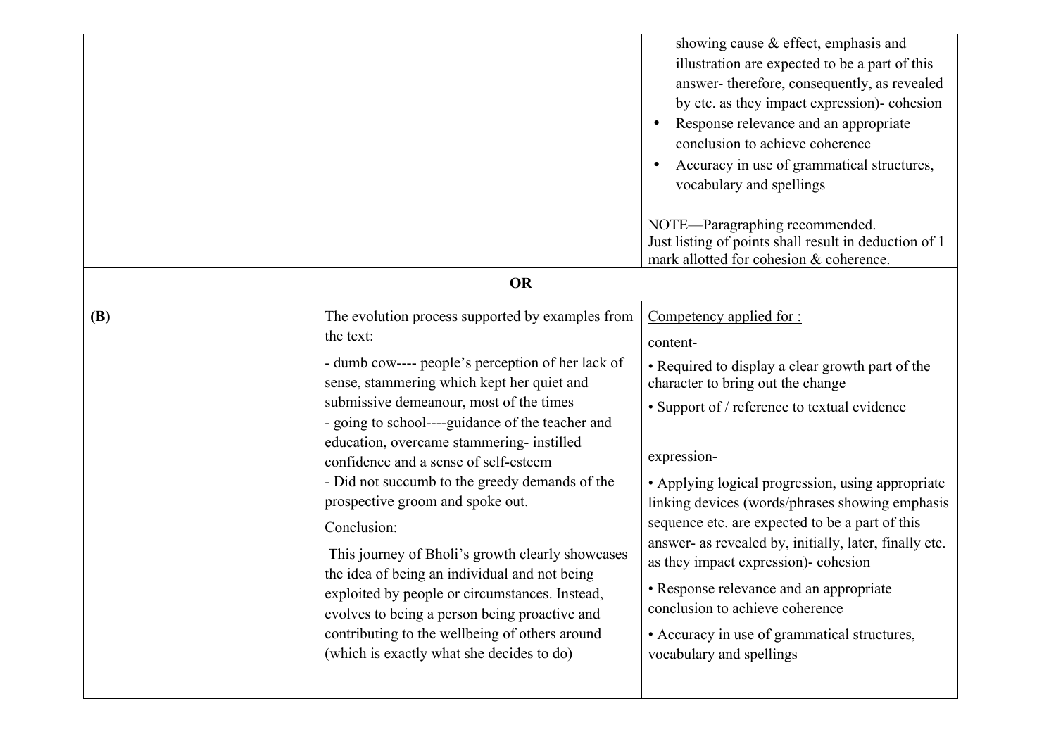| | | |
|---|---|---|
| | | showing cause & effect, emphasis and illustration are expected to be a part of this answer- therefore, consequently, as revealed by etc. as they impact expression)- cohesion<br>• Response relevance and an appropriate conclusion to achieve coherence<br>• Accuracy in use of grammatical structures, vocabulary and spellings<br><br>NOTE—Paragraphing recommended.<br>Just listing of points shall result in deduction of 1 mark allotted for cohesion & coherence. |
| **OR** | | |
| **(B)** | The evolution process supported by examples from the text:<br>- dumb cow---- people's perception of her lack of sense, stammering which kept her quiet and submissive demeanour, most of the times<br>- going to school----guidance of the teacher and education, overcame stammering- instilled confidence and a sense of self-esteem<br>- Did not succumb to the greedy demands of the prospective groom and spoke out.<br>Conclusion:<br>This journey of Bholi's growth clearly showcases the idea of being an individual and not being exploited by people or circumstances. Instead, evolves to being a person being proactive and contributing to the wellbeing of others around (which is exactly what she decides to do) | Competency applied for :<br>content-<br>• Required to display a clear growth part of the character to bring out the change<br>• Support of / reference to textual evidence<br><br>expression-<br>• Applying logical progression, using appropriate linking devices (words/phrases showing emphasis sequence etc. are expected to be a part of this answer- as revealed by, initially, later, finally etc. as they impact expression)- cohesion<br>• Response relevance and an appropriate conclusion to achieve coherence<br>• Accuracy in use of grammatical structures, vocabulary and spellings |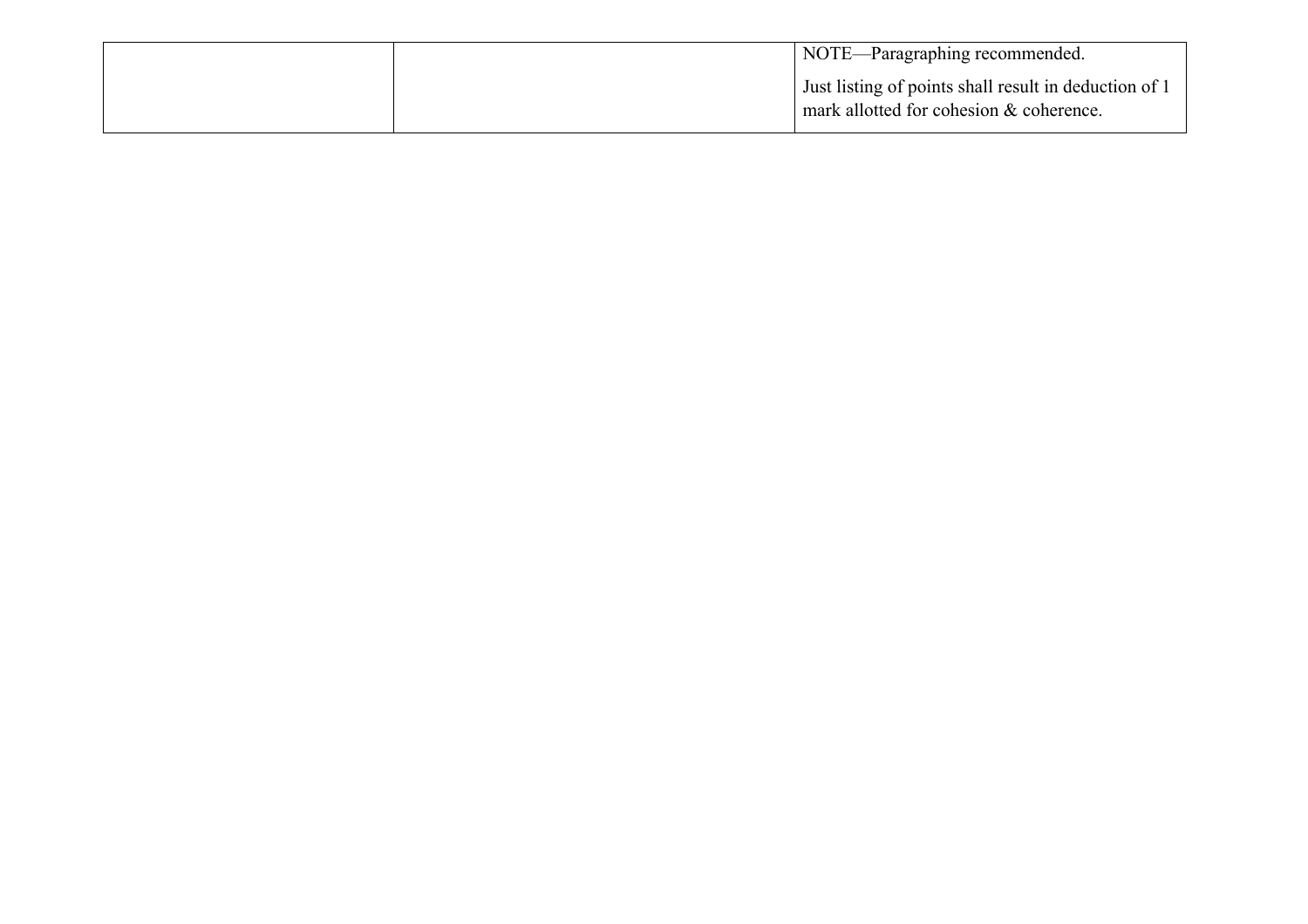| | | |
|---|---|---|
| | | NOTE—Paragraphing recommended. Just listing of points shall result in deduction of 1 mark allotted for cohesion & coherence. |